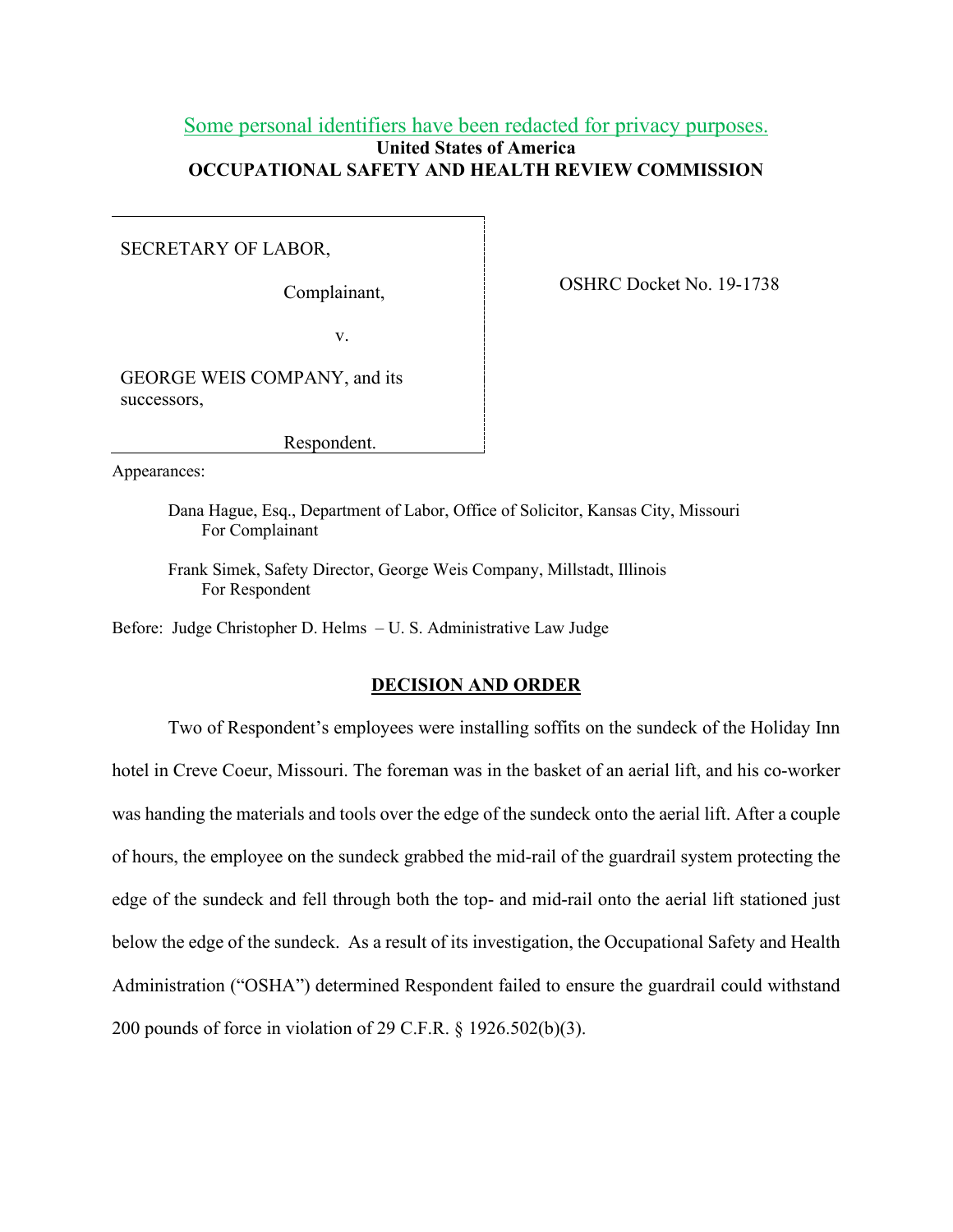Some personal identifiers have been redacted for privacy purposes.

**United States of America**
**OCCUPATIONAL SAFETY AND HEALTH REVIEW COMMISSION**

SECRETARY OF LABOR,

Complainant,

v.

GEORGE WEIS COMPANY, and its successors,

Respondent.

OSHRC Docket No. 19-1738

Appearances:

Dana Hague, Esq., Department of Labor, Office of Solicitor, Kansas City, Missouri
For Complainant

Frank Simek, Safety Director, George Weis Company, Millstadt, Illinois
For Respondent

Before: Judge Christopher D. Helms – U. S. Administrative Law Judge

## DECISION AND ORDER

Two of Respondent's employees were installing soffits on the sundeck of the Holiday Inn hotel in Creve Coeur, Missouri. The foreman was in the basket of an aerial lift, and his co-worker was handing the materials and tools over the edge of the sundeck onto the aerial lift. After a couple of hours, the employee on the sundeck grabbed the mid-rail of the guardrail system protecting the edge of the sundeck and fell through both the top- and mid-rail onto the aerial lift stationed just below the edge of the sundeck. As a result of its investigation, the Occupational Safety and Health Administration ("OSHA") determined Respondent failed to ensure the guardrail could withstand 200 pounds of force in violation of 29 C.F.R. § 1926.502(b)(3).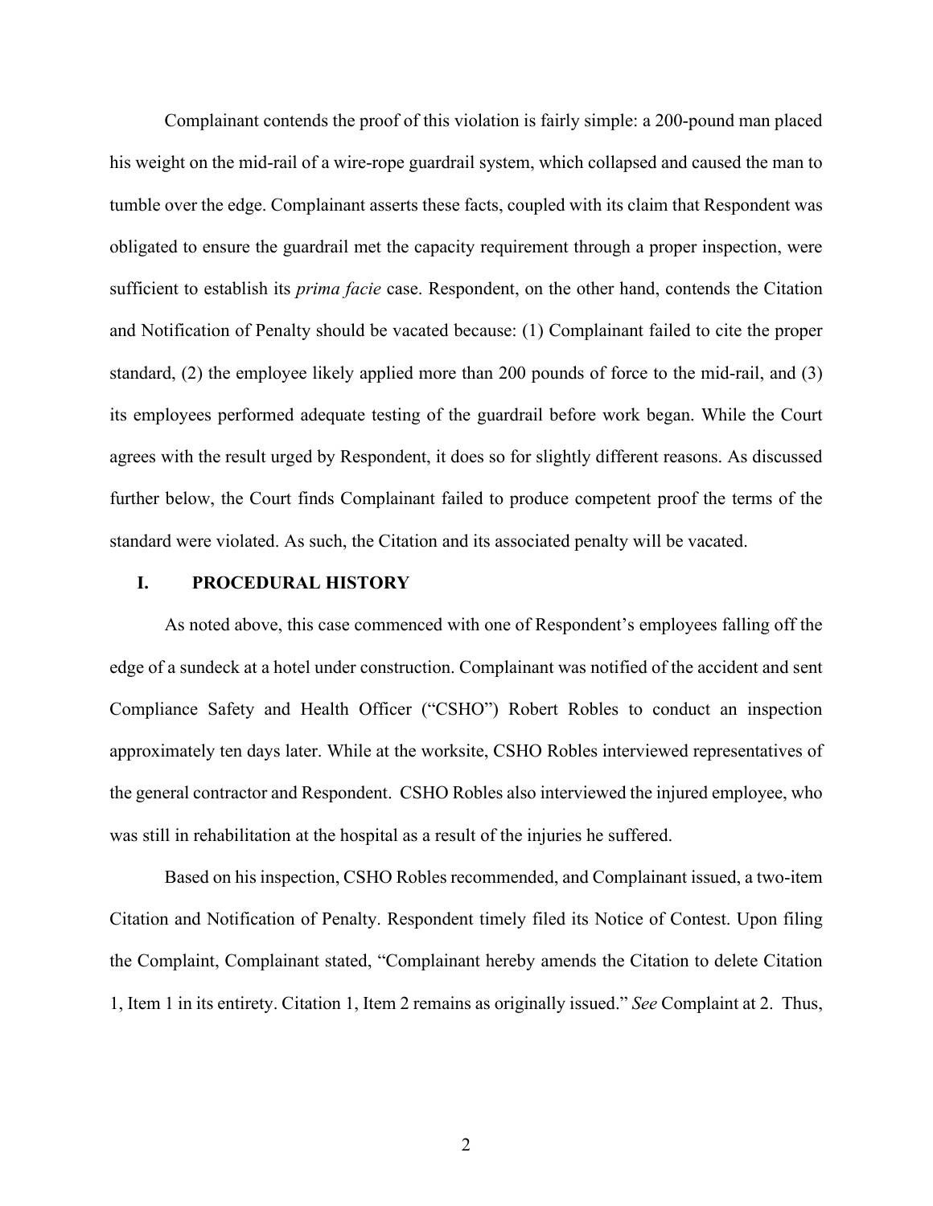Complainant contends the proof of this violation is fairly simple: a 200-pound man placed his weight on the mid-rail of a wire-rope guardrail system, which collapsed and caused the man to tumble over the edge. Complainant asserts these facts, coupled with its claim that Respondent was obligated to ensure the guardrail met the capacity requirement through a proper inspection, were sufficient to establish its *prima facie* case. Respondent, on the other hand, contends the Citation and Notification of Penalty should be vacated because: (1) Complainant failed to cite the proper standard, (2) the employee likely applied more than 200 pounds of force to the mid-rail, and (3) its employees performed adequate testing of the guardrail before work began. While the Court agrees with the result urged by Respondent, it does so for slightly different reasons. As discussed further below, the Court finds Complainant failed to produce competent proof the terms of the standard were violated. As such, the Citation and its associated penalty will be vacated.

## I. PROCEDURAL HISTORY

As noted above, this case commenced with one of Respondent's employees falling off the edge of a sundeck at a hotel under construction. Complainant was notified of the accident and sent Compliance Safety and Health Officer ("CSHO") Robert Robles to conduct an inspection approximately ten days later. While at the worksite, CSHO Robles interviewed representatives of the general contractor and Respondent. CSHO Robles also interviewed the injured employee, who was still in rehabilitation at the hospital as a result of the injuries he suffered.

Based on his inspection, CSHO Robles recommended, and Complainant issued, a two-item Citation and Notification of Penalty. Respondent timely filed its Notice of Contest. Upon filing the Complaint, Complainant stated, "Complainant hereby amends the Citation to delete Citation 1, Item 1 in its entirety. Citation 1, Item 2 remains as originally issued." *See* Complaint at 2. Thus,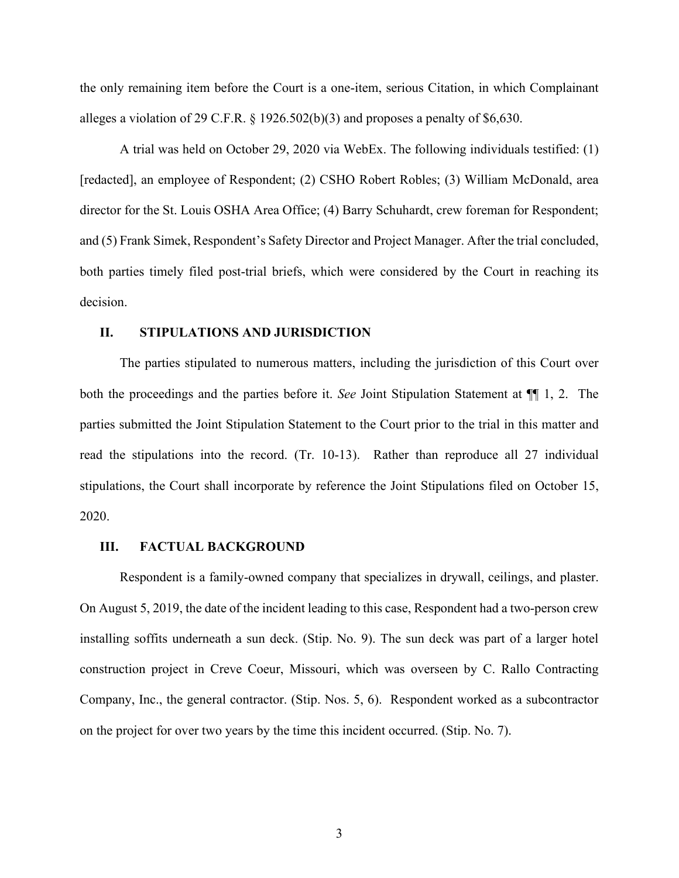the only remaining item before the Court is a one-item, serious Citation, in which Complainant alleges a violation of 29 C.F.R. § 1926.502(b)(3) and proposes a penalty of $6,630.

A trial was held on October 29, 2020 via WebEx. The following individuals testified: (1) [redacted], an employee of Respondent; (2) CSHO Robert Robles; (3) William McDonald, area director for the St. Louis OSHA Area Office; (4) Barry Schuhardt, crew foreman for Respondent; and (5) Frank Simek, Respondent's Safety Director and Project Manager. After the trial concluded, both parties timely filed post-trial briefs, which were considered by the Court in reaching its decision.

## II. STIPULATIONS AND JURISDICTION

The parties stipulated to numerous matters, including the jurisdiction of this Court over both the proceedings and the parties before it. *See* Joint Stipulation Statement at ¶¶ 1, 2. The parties submitted the Joint Stipulation Statement to the Court prior to the trial in this matter and read the stipulations into the record. (Tr. 10-13). Rather than reproduce all 27 individual stipulations, the Court shall incorporate by reference the Joint Stipulations filed on October 15, 2020.

## III. FACTUAL BACKGROUND

Respondent is a family-owned company that specializes in drywall, ceilings, and plaster. On August 5, 2019, the date of the incident leading to this case, Respondent had a two-person crew installing soffits underneath a sun deck. (Stip. No. 9). The sun deck was part of a larger hotel construction project in Creve Coeur, Missouri, which was overseen by C. Rallo Contracting Company, Inc., the general contractor. (Stip. Nos. 5, 6). Respondent worked as a subcontractor on the project for over two years by the time this incident occurred. (Stip. No. 7).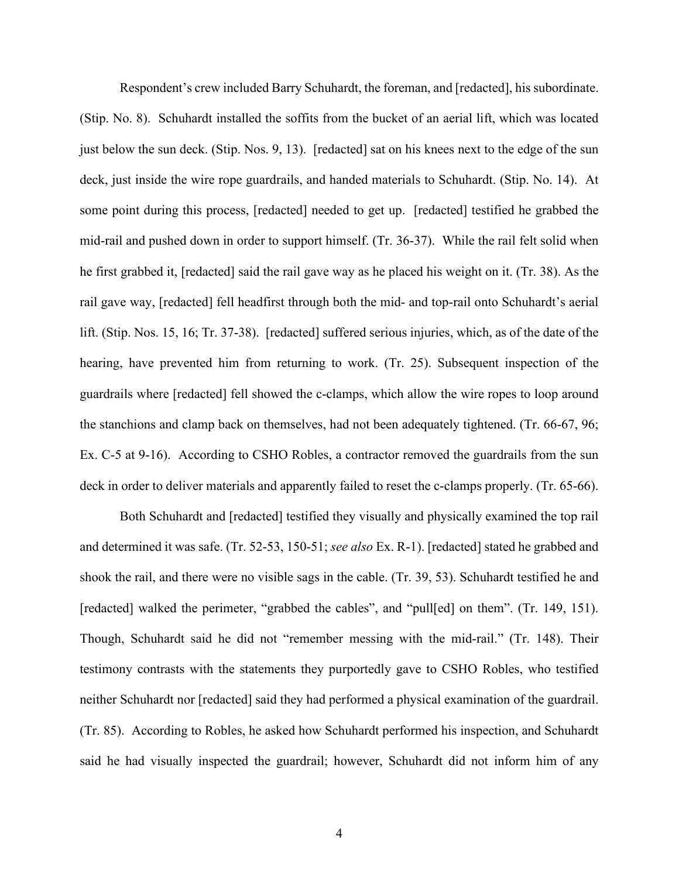Respondent's crew included Barry Schuhardt, the foreman, and [redacted], his subordinate. (Stip. No. 8). Schuhardt installed the soffits from the bucket of an aerial lift, which was located just below the sun deck. (Stip. Nos. 9, 13). [redacted] sat on his knees next to the edge of the sun deck, just inside the wire rope guardrails, and handed materials to Schuhardt. (Stip. No. 14). At some point during this process, [redacted] needed to get up. [redacted] testified he grabbed the mid-rail and pushed down in order to support himself. (Tr. 36-37). While the rail felt solid when he first grabbed it, [redacted] said the rail gave way as he placed his weight on it. (Tr. 38). As the rail gave way, [redacted] fell headfirst through both the mid- and top-rail onto Schuhardt's aerial lift. (Stip. Nos. 15, 16; Tr. 37-38). [redacted] suffered serious injuries, which, as of the date of the hearing, have prevented him from returning to work. (Tr. 25). Subsequent inspection of the guardrails where [redacted] fell showed the c-clamps, which allow the wire ropes to loop around the stanchions and clamp back on themselves, had not been adequately tightened. (Tr. 66-67, 96; Ex. C-5 at 9-16). According to CSHO Robles, a contractor removed the guardrails from the sun deck in order to deliver materials and apparently failed to reset the c-clamps properly. (Tr. 65-66).

Both Schuhardt and [redacted] testified they visually and physically examined the top rail and determined it was safe. (Tr. 52-53, 150-51; *see also* Ex. R-1). [redacted] stated he grabbed and shook the rail, and there were no visible sags in the cable. (Tr. 39, 53). Schuhardt testified he and [redacted] walked the perimeter, "grabbed the cables", and "pull[ed] on them". (Tr. 149, 151). Though, Schuhardt said he did not "remember messing with the mid-rail." (Tr. 148). Their testimony contrasts with the statements they purportedly gave to CSHO Robles, who testified neither Schuhardt nor [redacted] said they had performed a physical examination of the guardrail. (Tr. 85). According to Robles, he asked how Schuhardt performed his inspection, and Schuhardt said he had visually inspected the guardrail; however, Schuhardt did not inform him of any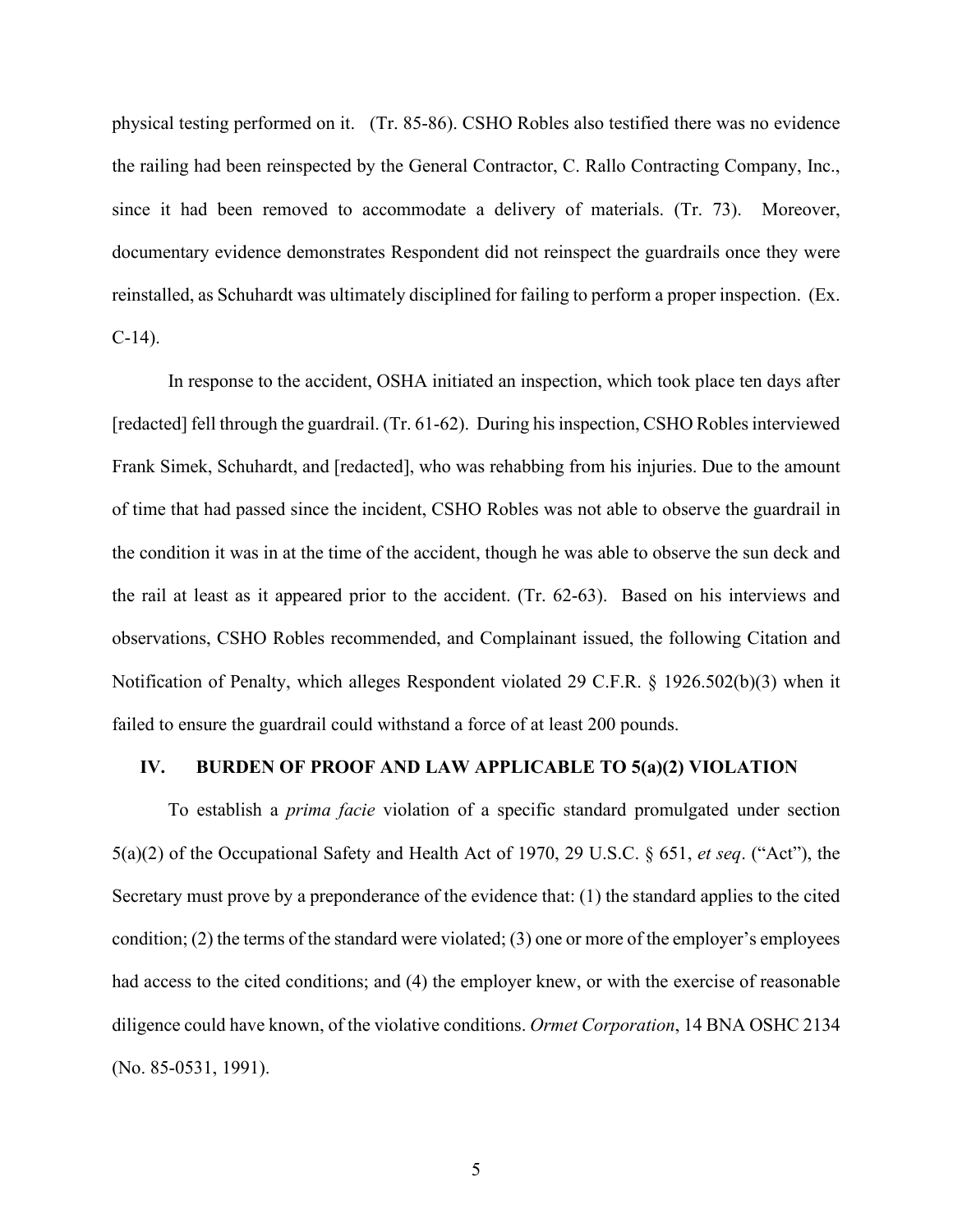physical testing performed on it. (Tr. 85-86). CSHO Robles also testified there was no evidence the railing had been reinspected by the General Contractor, C. Rallo Contracting Company, Inc., since it had been removed to accommodate a delivery of materials. (Tr. 73). Moreover, documentary evidence demonstrates Respondent did not reinspect the guardrails once they were reinstalled, as Schuhardt was ultimately disciplined for failing to perform a proper inspection. (Ex. C-14).

In response to the accident, OSHA initiated an inspection, which took place ten days after [redacted] fell through the guardrail. (Tr. 61-62). During his inspection, CSHO Robles interviewed Frank Simek, Schuhardt, and [redacted], who was rehabbing from his injuries. Due to the amount of time that had passed since the incident, CSHO Robles was not able to observe the guardrail in the condition it was in at the time of the accident, though he was able to observe the sun deck and the rail at least as it appeared prior to the accident. (Tr. 62-63). Based on his interviews and observations, CSHO Robles recommended, and Complainant issued, the following Citation and Notification of Penalty, which alleges Respondent violated 29 C.F.R. § 1926.502(b)(3) when it failed to ensure the guardrail could withstand a force of at least 200 pounds.

## IV. BURDEN OF PROOF AND LAW APPLICABLE TO 5(a)(2) VIOLATION

To establish a *prima facie* violation of a specific standard promulgated under section 5(a)(2) of the Occupational Safety and Health Act of 1970, 29 U.S.C. § 651, *et seq*. ("Act"), the Secretary must prove by a preponderance of the evidence that: (1) the standard applies to the cited condition; (2) the terms of the standard were violated; (3) one or more of the employer's employees had access to the cited conditions; and (4) the employer knew, or with the exercise of reasonable diligence could have known, of the violative conditions. *Ormet Corporation*, 14 BNA OSHC 2134 (No. 85-0531, 1991).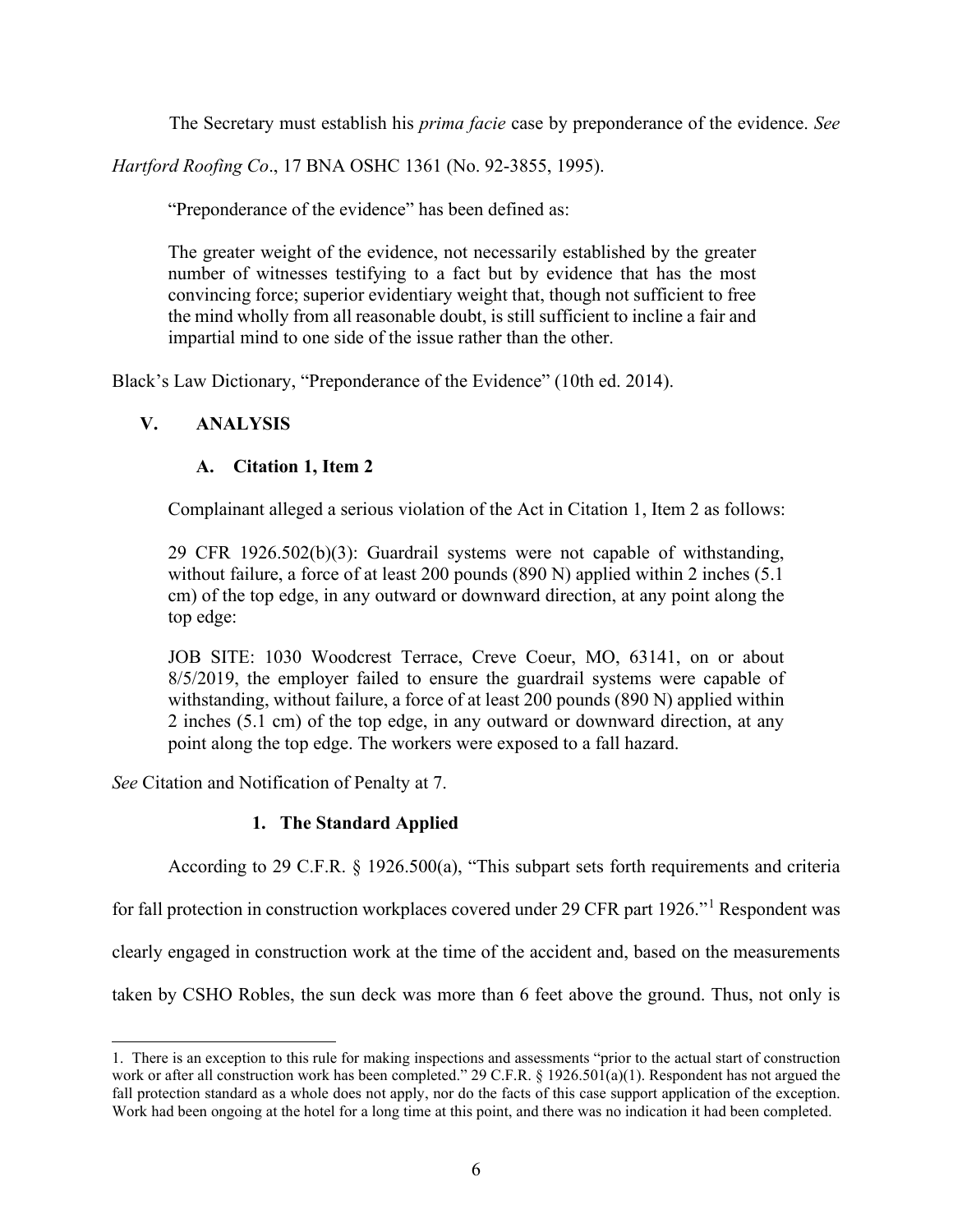The Secretary must establish his *prima facie* case by preponderance of the evidence. *See Hartford Roofing Co*., 17 BNA OSHC 1361 (No. 92-3855, 1995).

"Preponderance of the evidence" has been defined as:

> The greater weight of the evidence, not necessarily established by the greater number of witnesses testifying to a fact but by evidence that has the most convincing force; superior evidentiary weight that, though not sufficient to free the mind wholly from all reasonable doubt, is still sufficient to incline a fair and impartial mind to one side of the issue rather than the other.

Black's Law Dictionary, "Preponderance of the Evidence" (10th ed. 2014).

## V. ANALYSIS

### A. Citation 1, Item 2

Complainant alleged a serious violation of the Act in Citation 1, Item 2 as follows:

> 29 CFR 1926.502(b)(3): Guardrail systems were not capable of withstanding, without failure, a force of at least 200 pounds (890 N) applied within 2 inches (5.1 cm) of the top edge, in any outward or downward direction, at any point along the top edge:
>
> JOB SITE: 1030 Woodcrest Terrace, Creve Coeur, MO, 63141, on or about 8/5/2019, the employer failed to ensure the guardrail systems were capable of withstanding, without failure, a force of at least 200 pounds (890 N) applied within 2 inches (5.1 cm) of the top edge, in any outward or downward direction, at any point along the top edge. The workers were exposed to a fall hazard.

*See* Citation and Notification of Penalty at 7.

#### 1. The Standard Applied

According to 29 C.F.R. § 1926.500(a), "This subpart sets forth requirements and criteria for fall protection in construction workplaces covered under 29 CFR part 1926."[1] Respondent was clearly engaged in construction work at the time of the accident and, based on the measurements taken by CSHO Robles, the sun deck was more than 6 feet above the ground. Thus, not only is

1. There is an exception to this rule for making inspections and assessments "prior to the actual start of construction work or after all construction work has been completed." 29 C.F.R. § 1926.501(a)(1). Respondent has not argued the fall protection standard as a whole does not apply, nor do the facts of this case support application of the exception. Work had been ongoing at the hotel for a long time at this point, and there was no indication it had been completed.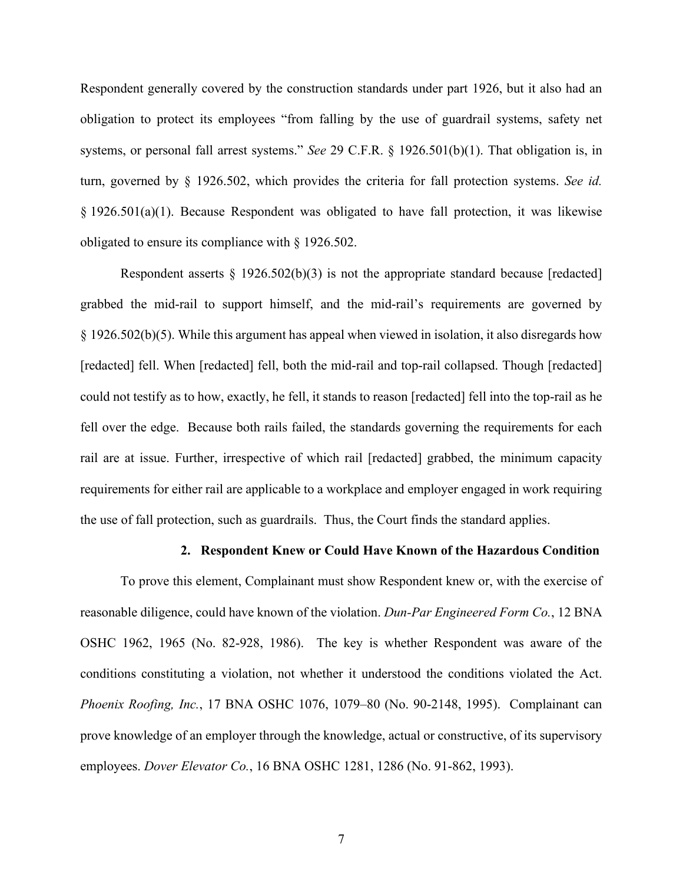Respondent generally covered by the construction standards under part 1926, but it also had an obligation to protect its employees "from falling by the use of guardrail systems, safety net systems, or personal fall arrest systems." *See* 29 C.F.R. § 1926.501(b)(1). That obligation is, in turn, governed by § 1926.502, which provides the criteria for fall protection systems. *See id.* § 1926.501(a)(1). Because Respondent was obligated to have fall protection, it was likewise obligated to ensure its compliance with § 1926.502.

Respondent asserts § 1926.502(b)(3) is not the appropriate standard because [redacted] grabbed the mid-rail to support himself, and the mid-rail's requirements are governed by § 1926.502(b)(5). While this argument has appeal when viewed in isolation, it also disregards how [redacted] fell. When [redacted] fell, both the mid-rail and top-rail collapsed. Though [redacted] could not testify as to how, exactly, he fell, it stands to reason [redacted] fell into the top-rail as he fell over the edge. Because both rails failed, the standards governing the requirements for each rail are at issue. Further, irrespective of which rail [redacted] grabbed, the minimum capacity requirements for either rail are applicable to a workplace and employer engaged in work requiring the use of fall protection, such as guardrails. Thus, the Court finds the standard applies.

### 2. Respondent Knew or Could Have Known of the Hazardous Condition

To prove this element, Complainant must show Respondent knew or, with the exercise of reasonable diligence, could have known of the violation. *Dun-Par Engineered Form Co.*, 12 BNA OSHC 1962, 1965 (No. 82-928, 1986). The key is whether Respondent was aware of the conditions constituting a violation, not whether it understood the conditions violated the Act. *Phoenix Roofing, Inc.*, 17 BNA OSHC 1076, 1079–80 (No. 90-2148, 1995). Complainant can prove knowledge of an employer through the knowledge, actual or constructive, of its supervisory employees. *Dover Elevator Co.*, 16 BNA OSHC 1281, 1286 (No. 91-862, 1993).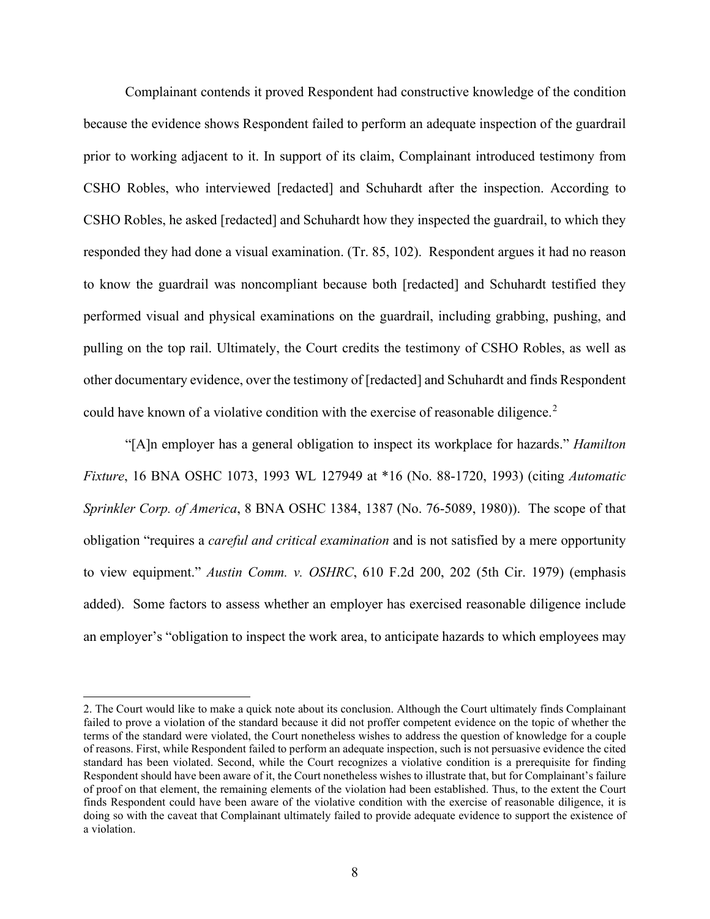Complainant contends it proved Respondent had constructive knowledge of the condition because the evidence shows Respondent failed to perform an adequate inspection of the guardrail prior to working adjacent to it. In support of its claim, Complainant introduced testimony from CSHO Robles, who interviewed [redacted] and Schuhardt after the inspection. According to CSHO Robles, he asked [redacted] and Schuhardt how they inspected the guardrail, to which they responded they had done a visual examination. (Tr. 85, 102). Respondent argues it had no reason to know the guardrail was noncompliant because both [redacted] and Schuhardt testified they performed visual and physical examinations on the guardrail, including grabbing, pushing, and pulling on the top rail. Ultimately, the Court credits the testimony of CSHO Robles, as well as other documentary evidence, over the testimony of [redacted] and Schuhardt and finds Respondent could have known of a violative condition with the exercise of reasonable diligence.[2]

"[A]n employer has a general obligation to inspect its workplace for hazards." *Hamilton Fixture*, 16 BNA OSHC 1073, 1993 WL 127949 at *16 (No. 88-1720, 1993) (citing *Automatic Sprinkler Corp. of America*, 8 BNA OSHC 1384, 1387 (No. 76-5089, 1980)). The scope of that obligation "requires a *careful and critical examination* and is not satisfied by a mere opportunity to view equipment." *Austin Comm. v. OSHRC*, 610 F.2d 200, 202 (5th Cir. 1979) (emphasis added). Some factors to assess whether an employer has exercised reasonable diligence include an employer's "obligation to inspect the work area, to anticipate hazards to which employees may

---

2. The Court would like to make a quick note about its conclusion. Although the Court ultimately finds Complainant failed to prove a violation of the standard because it did not proffer competent evidence on the topic of whether the terms of the standard were violated, the Court nonetheless wishes to address the question of knowledge for a couple of reasons. First, while Respondent failed to perform an adequate inspection, such is not persuasive evidence the cited standard has been violated. Second, while the Court recognizes a violative condition is a prerequisite for finding Respondent should have been aware of it, the Court nonetheless wishes to illustrate that, but for Complainant's failure of proof on that element, the remaining elements of the violation had been established. Thus, to the extent the Court finds Respondent could have been aware of the violative condition with the exercise of reasonable diligence, it is doing so with the caveat that Complainant ultimately failed to provide adequate evidence to support the existence of a violation.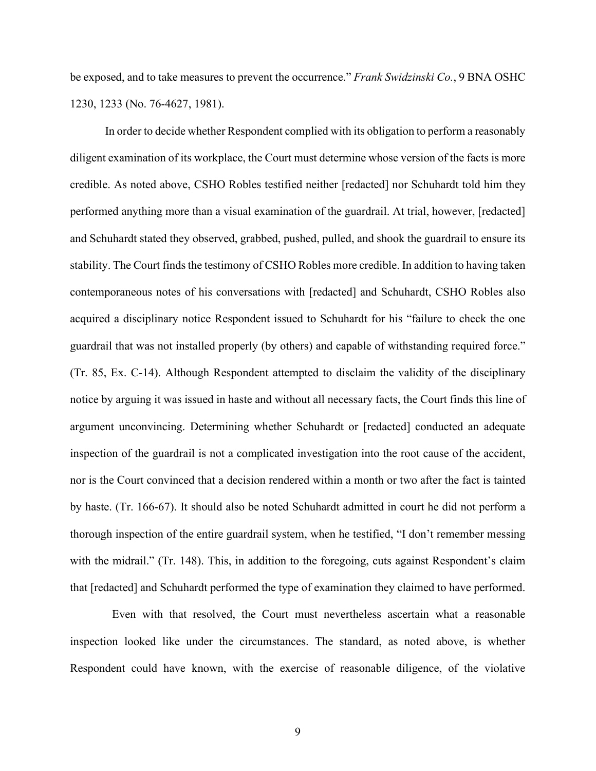be exposed, and to take measures to prevent the occurrence." *Frank Swidzinski Co.*, 9 BNA OSHC 1230, 1233 (No. 76-4627, 1981).

In order to decide whether Respondent complied with its obligation to perform a reasonably diligent examination of its workplace, the Court must determine whose version of the facts is more credible. As noted above, CSHO Robles testified neither [redacted] nor Schuhardt told him they performed anything more than a visual examination of the guardrail. At trial, however, [redacted] and Schuhardt stated they observed, grabbed, pushed, pulled, and shook the guardrail to ensure its stability. The Court finds the testimony of CSHO Robles more credible. In addition to having taken contemporaneous notes of his conversations with [redacted] and Schuhardt, CSHO Robles also acquired a disciplinary notice Respondent issued to Schuhardt for his "failure to check the one guardrail that was not installed properly (by others) and capable of withstanding required force." (Tr. 85, Ex. C-14). Although Respondent attempted to disclaim the validity of the disciplinary notice by arguing it was issued in haste and without all necessary facts, the Court finds this line of argument unconvincing. Determining whether Schuhardt or [redacted] conducted an adequate inspection of the guardrail is not a complicated investigation into the root cause of the accident, nor is the Court convinced that a decision rendered within a month or two after the fact is tainted by haste. (Tr. 166-67). It should also be noted Schuhardt admitted in court he did not perform a thorough inspection of the entire guardrail system, when he testified, "I don't remember messing with the midrail." (Tr. 148). This, in addition to the foregoing, cuts against Respondent's claim that [redacted] and Schuhardt performed the type of examination they claimed to have performed.

Even with that resolved, the Court must nevertheless ascertain what a reasonable inspection looked like under the circumstances. The standard, as noted above, is whether Respondent could have known, with the exercise of reasonable diligence, of the violative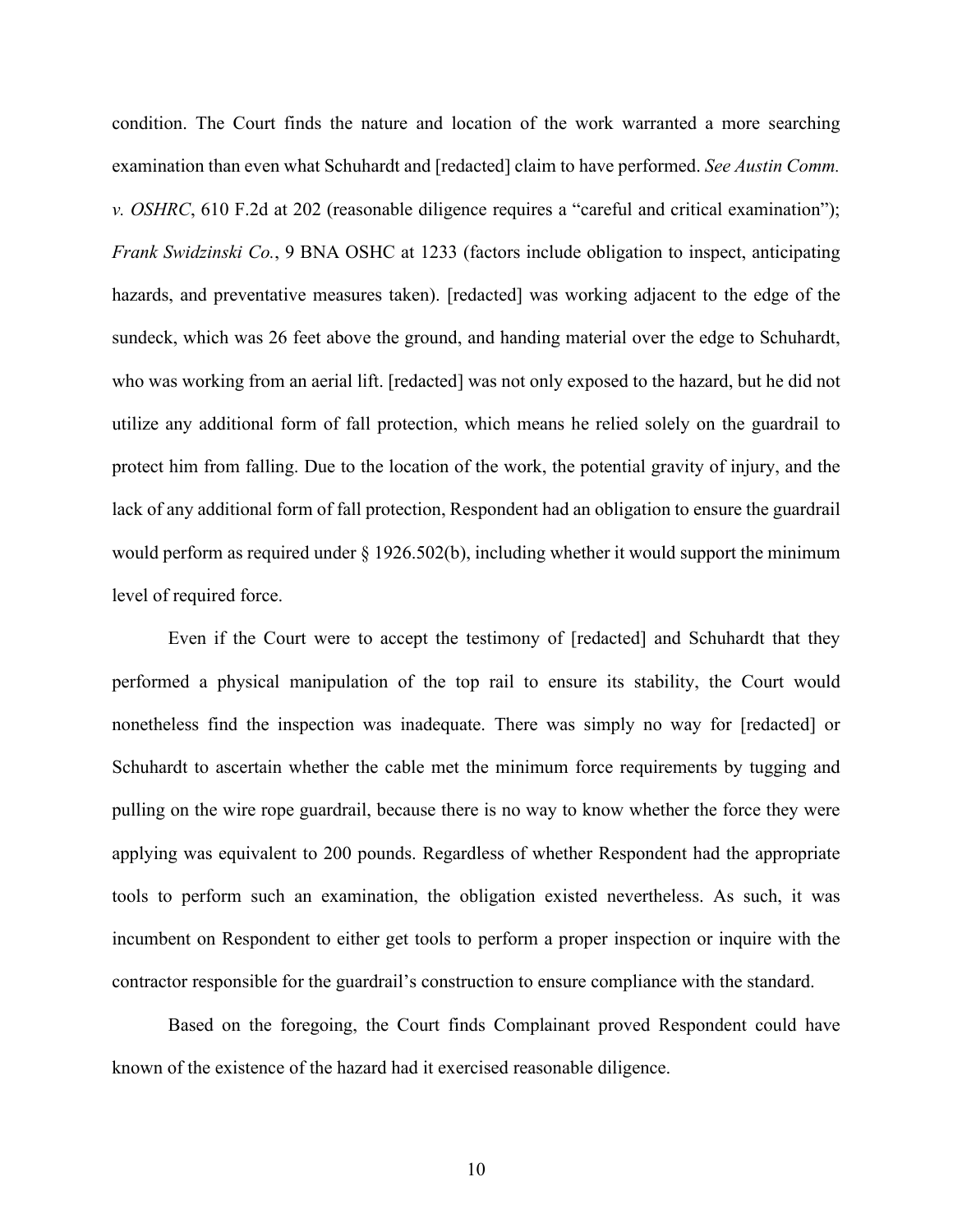condition. The Court finds the nature and location of the work warranted a more searching examination than even what Schuhardt and [redacted] claim to have performed. *See Austin Comm. v. OSHRC*, 610 F.2d at 202 (reasonable diligence requires a "careful and critical examination"); *Frank Swidzinski Co.*, 9 BNA OSHC at 1233 (factors include obligation to inspect, anticipating hazards, and preventative measures taken). [redacted] was working adjacent to the edge of the sundeck, which was 26 feet above the ground, and handing material over the edge to Schuhardt, who was working from an aerial lift. [redacted] was not only exposed to the hazard, but he did not utilize any additional form of fall protection, which means he relied solely on the guardrail to protect him from falling. Due to the location of the work, the potential gravity of injury, and the lack of any additional form of fall protection, Respondent had an obligation to ensure the guardrail would perform as required under § 1926.502(b), including whether it would support the minimum level of required force.

Even if the Court were to accept the testimony of [redacted] and Schuhardt that they performed a physical manipulation of the top rail to ensure its stability, the Court would nonetheless find the inspection was inadequate. There was simply no way for [redacted] or Schuhardt to ascertain whether the cable met the minimum force requirements by tugging and pulling on the wire rope guardrail, because there is no way to know whether the force they were applying was equivalent to 200 pounds. Regardless of whether Respondent had the appropriate tools to perform such an examination, the obligation existed nevertheless. As such, it was incumbent on Respondent to either get tools to perform a proper inspection or inquire with the contractor responsible for the guardrail's construction to ensure compliance with the standard.

Based on the foregoing, the Court finds Complainant proved Respondent could have known of the existence of the hazard had it exercised reasonable diligence.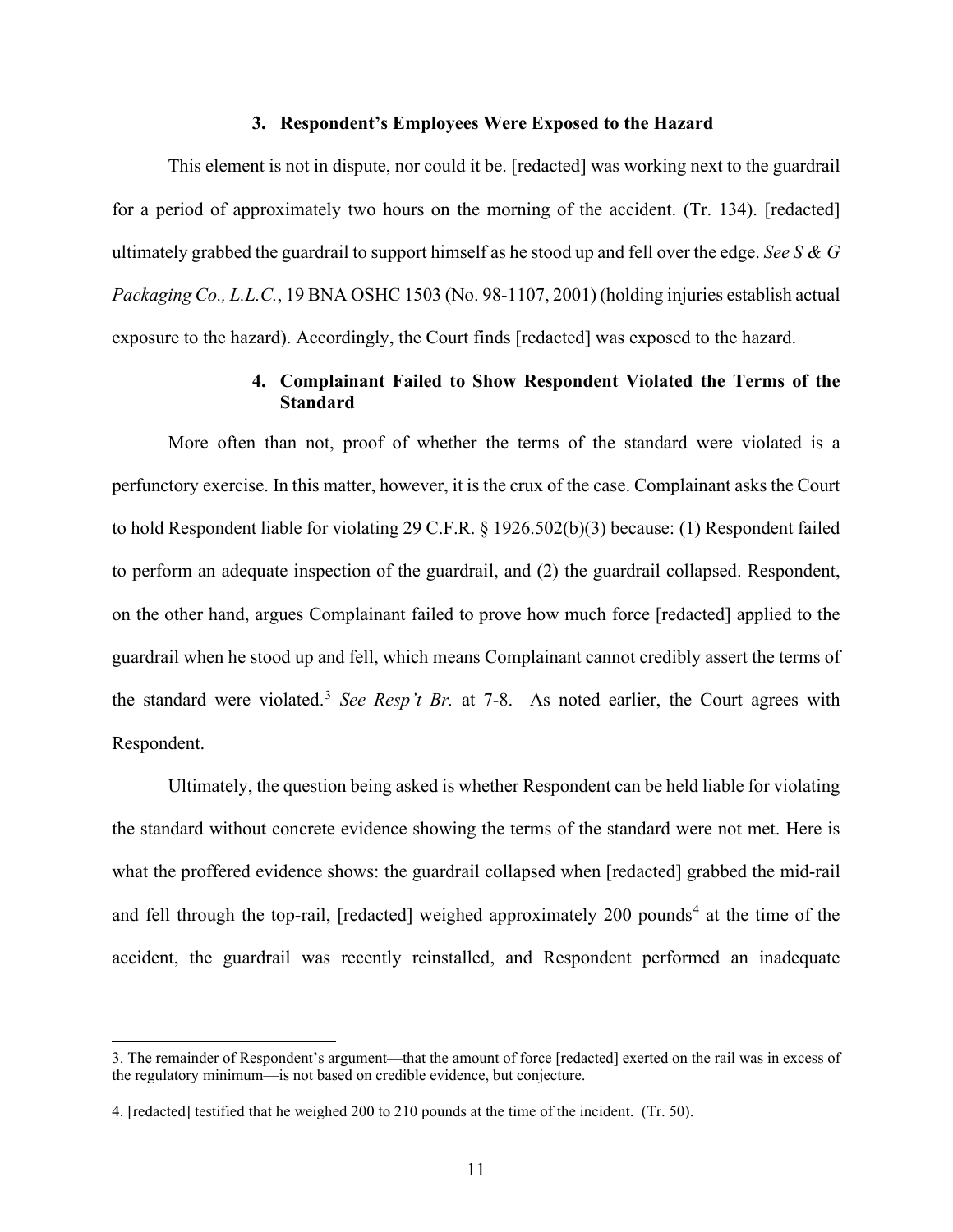### 3. Respondent's Employees Were Exposed to the Hazard

This element is not in dispute, nor could it be. [redacted] was working next to the guardrail for a period of approximately two hours on the morning of the accident. (Tr. 134). [redacted] ultimately grabbed the guardrail to support himself as he stood up and fell over the edge. *See S & G Packaging Co., L.L.C.*, 19 BNA OSHC 1503 (No. 98-1107, 2001) (holding injuries establish actual exposure to the hazard). Accordingly, the Court finds [redacted] was exposed to the hazard.

### 4. Complainant Failed to Show Respondent Violated the Terms of the Standard

More often than not, proof of whether the terms of the standard were violated is a perfunctory exercise. In this matter, however, it is the crux of the case. Complainant asks the Court to hold Respondent liable for violating 29 C.F.R. § 1926.502(b)(3) because: (1) Respondent failed to perform an adequate inspection of the guardrail, and (2) the guardrail collapsed. Respondent, on the other hand, argues Complainant failed to prove how much force [redacted] applied to the guardrail when he stood up and fell, which means Complainant cannot credibly assert the terms of the standard were violated.[3] *See Resp't Br.* at 7-8. As noted earlier, the Court agrees with Respondent.

Ultimately, the question being asked is whether Respondent can be held liable for violating the standard without concrete evidence showing the terms of the standard were not met. Here is what the proffered evidence shows: the guardrail collapsed when [redacted] grabbed the mid-rail and fell through the top-rail, [redacted] weighed approximately 200 pounds[4] at the time of the accident, the guardrail was recently reinstalled, and Respondent performed an inadequate

---

3. The remainder of Respondent's argument—that the amount of force [redacted] exerted on the rail was in excess of the regulatory minimum—is not based on credible evidence, but conjecture.

4. [redacted] testified that he weighed 200 to 210 pounds at the time of the incident. (Tr. 50).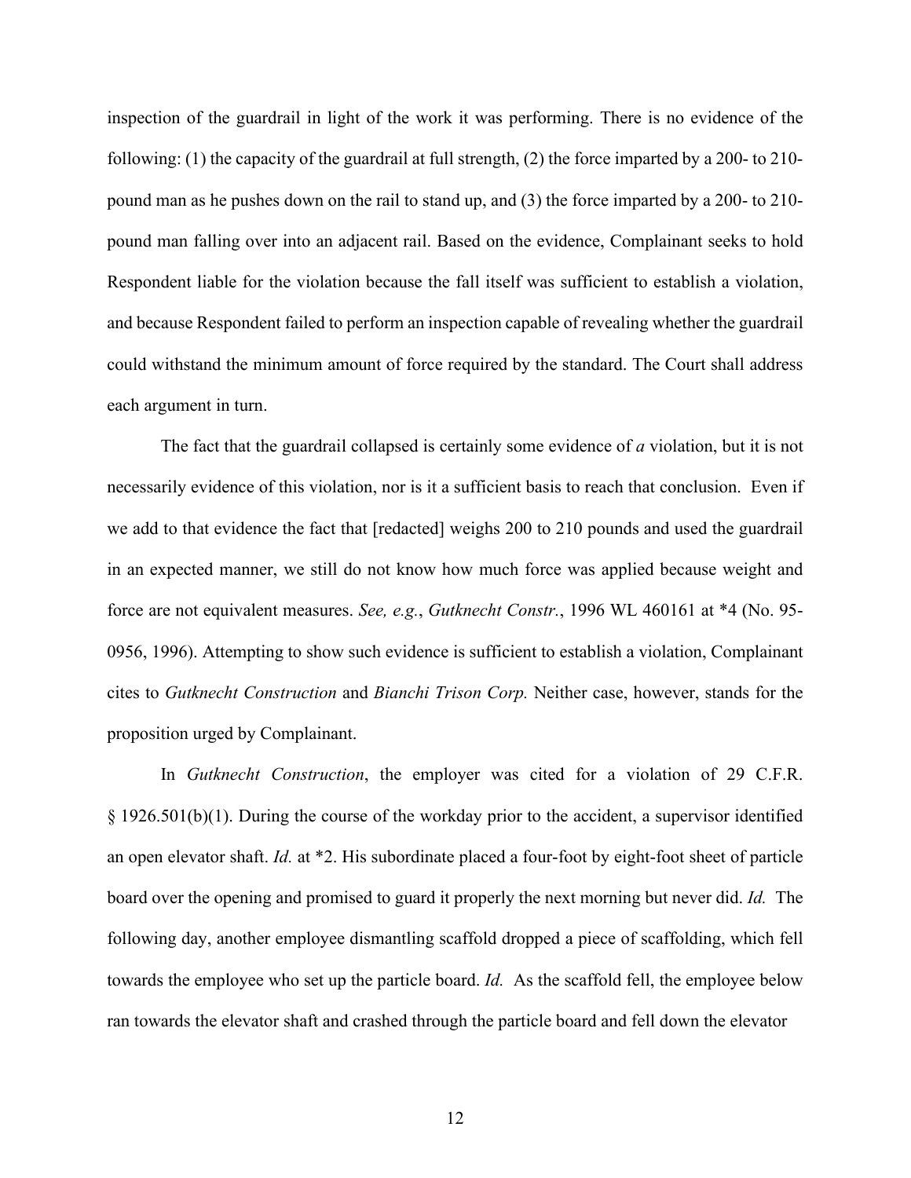inspection of the guardrail in light of the work it was performing. There is no evidence of the following: (1) the capacity of the guardrail at full strength, (2) the force imparted by a 200- to 210-pound man as he pushes down on the rail to stand up, and (3) the force imparted by a 200- to 210-pound man falling over into an adjacent rail. Based on the evidence, Complainant seeks to hold Respondent liable for the violation because the fall itself was sufficient to establish a violation, and because Respondent failed to perform an inspection capable of revealing whether the guardrail could withstand the minimum amount of force required by the standard. The Court shall address each argument in turn.

The fact that the guardrail collapsed is certainly some evidence of *a* violation, but it is not necessarily evidence of this violation, nor is it a sufficient basis to reach that conclusion. Even if we add to that evidence the fact that [redacted] weighs 200 to 210 pounds and used the guardrail in an expected manner, we still do not know how much force was applied because weight and force are not equivalent measures. *See, e.g.*, *Gutknecht Constr.*, 1996 WL 460161 at *4 (No. 95-0956, 1996). Attempting to show such evidence is sufficient to establish a violation, Complainant cites to *Gutknecht Construction* and *Bianchi Trison Corp.* Neither case, however, stands for the proposition urged by Complainant.

In *Gutknecht Construction*, the employer was cited for a violation of 29 C.F.R. § 1926.501(b)(1). During the course of the workday prior to the accident, a supervisor identified an open elevator shaft. *Id.* at *2. His subordinate placed a four-foot by eight-foot sheet of particle board over the opening and promised to guard it properly the next morning but never did. *Id.* The following day, another employee dismantling scaffold dropped a piece of scaffolding, which fell towards the employee who set up the particle board. *Id.* As the scaffold fell, the employee below ran towards the elevator shaft and crashed through the particle board and fell down the elevator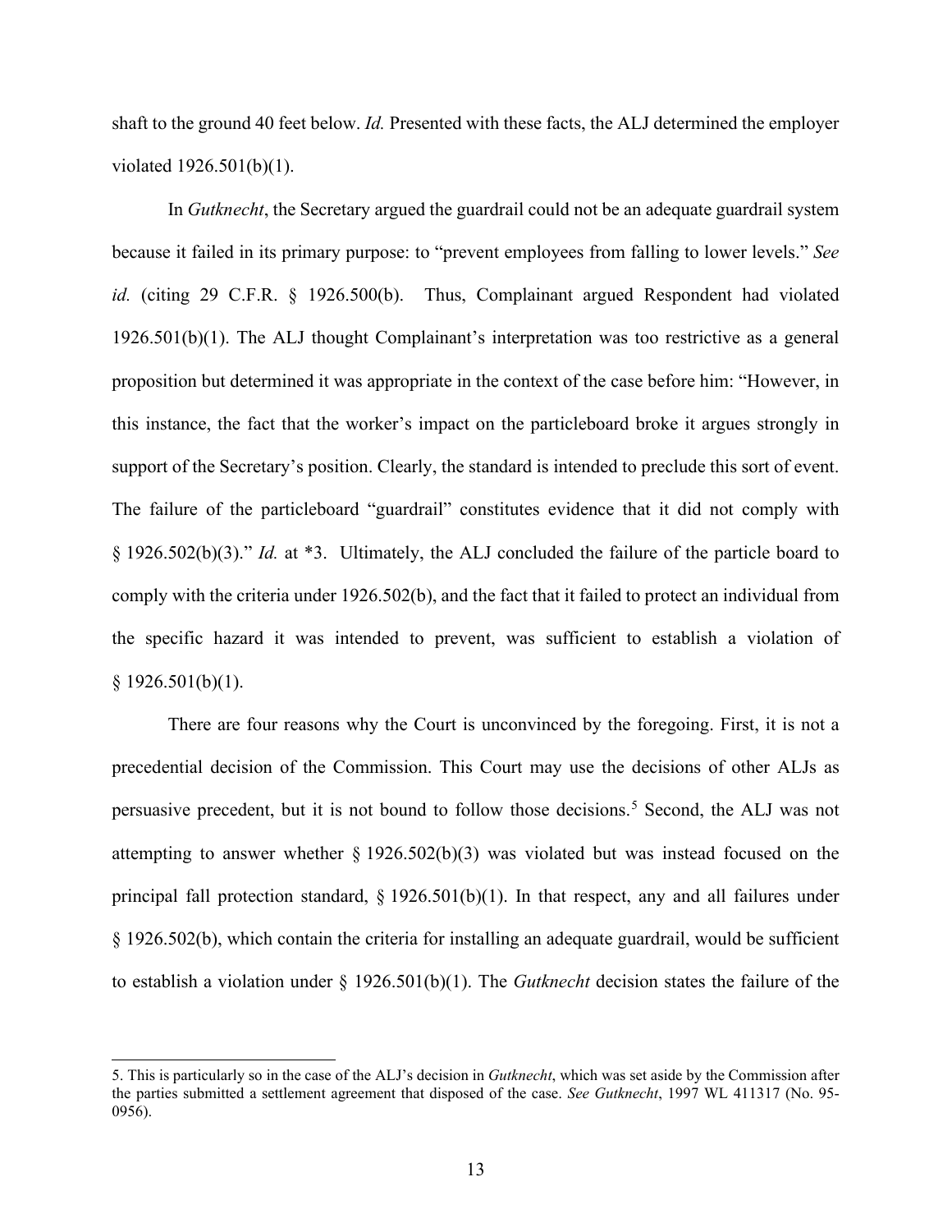shaft to the ground 40 feet below. *Id.* Presented with these facts, the ALJ determined the employer violated 1926.501(b)(1).

In *Gutknecht*, the Secretary argued the guardrail could not be an adequate guardrail system because it failed in its primary purpose: to "prevent employees from falling to lower levels." *See id.* (citing 29 C.F.R. § 1926.500(b). Thus, Complainant argued Respondent had violated 1926.501(b)(1). The ALJ thought Complainant's interpretation was too restrictive as a general proposition but determined it was appropriate in the context of the case before him: "However, in this instance, the fact that the worker's impact on the particleboard broke it argues strongly in support of the Secretary's position. Clearly, the standard is intended to preclude this sort of event. The failure of the particleboard "guardrail" constitutes evidence that it did not comply with § 1926.502(b)(3)." *Id.* at *3. Ultimately, the ALJ concluded the failure of the particle board to comply with the criteria under 1926.502(b), and the fact that it failed to protect an individual from the specific hazard it was intended to prevent, was sufficient to establish a violation of § 1926.501(b)(1).

There are four reasons why the Court is unconvinced by the foregoing. First, it is not a precedential decision of the Commission. This Court may use the decisions of other ALJs as persuasive precedent, but it is not bound to follow those decisions.[5] Second, the ALJ was not attempting to answer whether § 1926.502(b)(3) was violated but was instead focused on the principal fall protection standard, § 1926.501(b)(1). In that respect, any and all failures under § 1926.502(b), which contain the criteria for installing an adequate guardrail, would be sufficient to establish a violation under § 1926.501(b)(1). The *Gutknecht* decision states the failure of the

5. This is particularly so in the case of the ALJ's decision in *Gutknecht*, which was set aside by the Commission after the parties submitted a settlement agreement that disposed of the case. *See Gutknecht*, 1997 WL 411317 (No. 95-0956).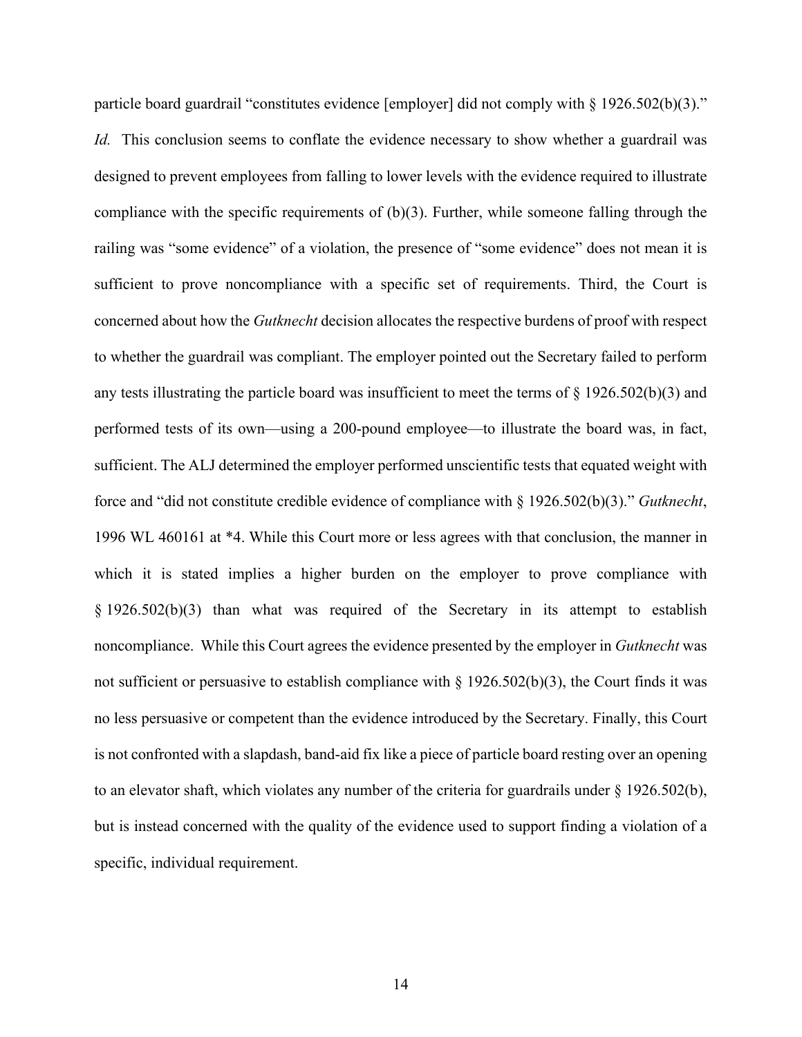particle board guardrail "constitutes evidence [employer] did not comply with § 1926.502(b)(3)." *Id.* This conclusion seems to conflate the evidence necessary to show whether a guardrail was designed to prevent employees from falling to lower levels with the evidence required to illustrate compliance with the specific requirements of (b)(3). Further, while someone falling through the railing was "some evidence" of a violation, the presence of "some evidence" does not mean it is sufficient to prove noncompliance with a specific set of requirements. Third, the Court is concerned about how the *Gutknecht* decision allocates the respective burdens of proof with respect to whether the guardrail was compliant. The employer pointed out the Secretary failed to perform any tests illustrating the particle board was insufficient to meet the terms of § 1926.502(b)(3) and performed tests of its own—using a 200-pound employee—to illustrate the board was, in fact, sufficient. The ALJ determined the employer performed unscientific tests that equated weight with force and "did not constitute credible evidence of compliance with § 1926.502(b)(3)." *Gutknecht*, 1996 WL 460161 at *4. While this Court more or less agrees with that conclusion, the manner in which it is stated implies a higher burden on the employer to prove compliance with § 1926.502(b)(3) than what was required of the Secretary in its attempt to establish noncompliance. While this Court agrees the evidence presented by the employer in *Gutknecht* was not sufficient or persuasive to establish compliance with § 1926.502(b)(3), the Court finds it was no less persuasive or competent than the evidence introduced by the Secretary. Finally, this Court is not confronted with a slapdash, band-aid fix like a piece of particle board resting over an opening to an elevator shaft, which violates any number of the criteria for guardrails under § 1926.502(b), but is instead concerned with the quality of the evidence used to support finding a violation of a specific, individual requirement.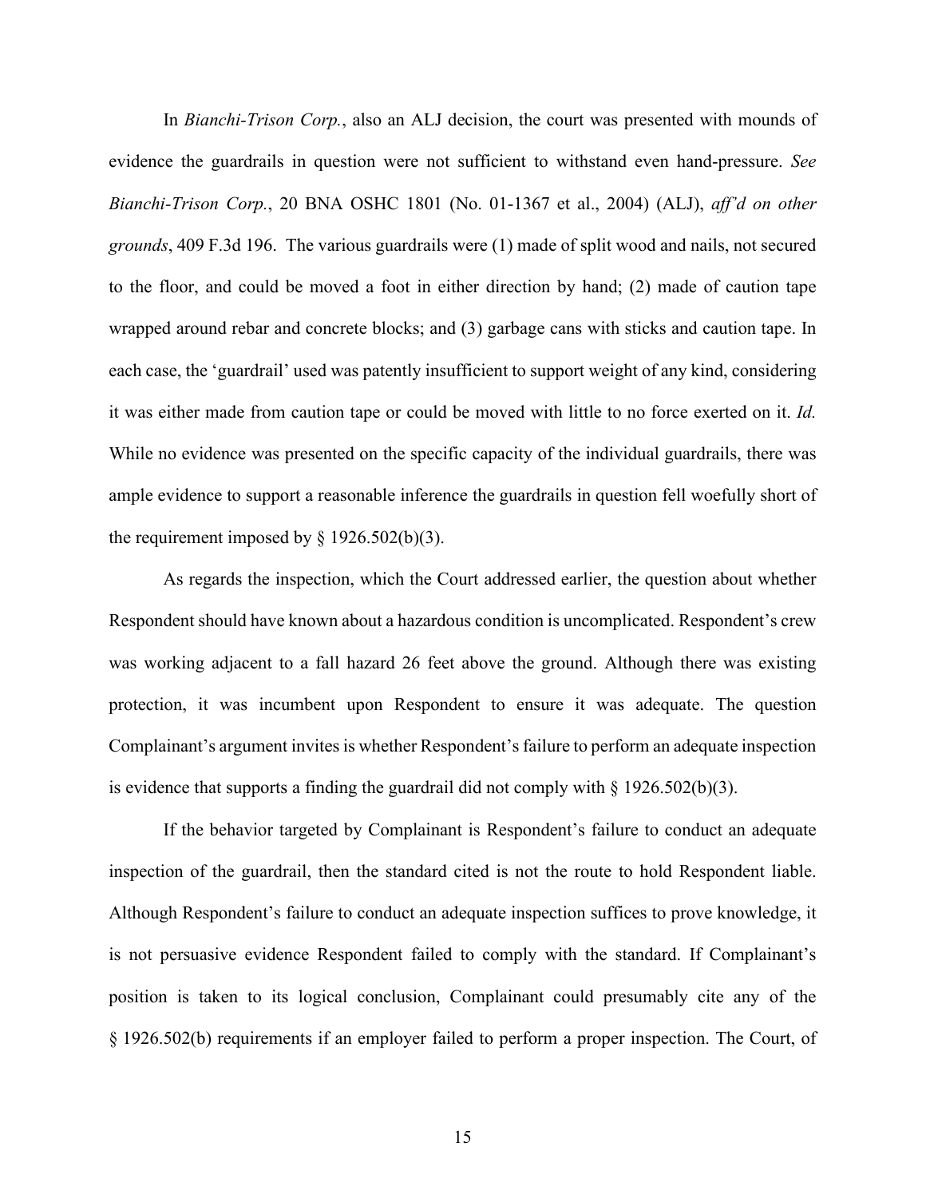In *Bianchi-Trison Corp.*, also an ALJ decision, the court was presented with mounds of evidence the guardrails in question were not sufficient to withstand even hand-pressure. *See Bianchi-Trison Corp.*, 20 BNA OSHC 1801 (No. 01-1367 et al., 2004) (ALJ), *aff'd on other grounds*, 409 F.3d 196. The various guardrails were (1) made of split wood and nails, not secured to the floor, and could be moved a foot in either direction by hand; (2) made of caution tape wrapped around rebar and concrete blocks; and (3) garbage cans with sticks and caution tape. In each case, the 'guardrail' used was patently insufficient to support weight of any kind, considering it was either made from caution tape or could be moved with little to no force exerted on it. *Id.* While no evidence was presented on the specific capacity of the individual guardrails, there was ample evidence to support a reasonable inference the guardrails in question fell woefully short of the requirement imposed by § 1926.502(b)(3).

As regards the inspection, which the Court addressed earlier, the question about whether Respondent should have known about a hazardous condition is uncomplicated. Respondent's crew was working adjacent to a fall hazard 26 feet above the ground. Although there was existing protection, it was incumbent upon Respondent to ensure it was adequate. The question Complainant's argument invites is whether Respondent's failure to perform an adequate inspection is evidence that supports a finding the guardrail did not comply with § 1926.502(b)(3).

If the behavior targeted by Complainant is Respondent's failure to conduct an adequate inspection of the guardrail, then the standard cited is not the route to hold Respondent liable. Although Respondent's failure to conduct an adequate inspection suffices to prove knowledge, it is not persuasive evidence Respondent failed to comply with the standard. If Complainant's position is taken to its logical conclusion, Complainant could presumably cite any of the § 1926.502(b) requirements if an employer failed to perform a proper inspection. The Court, of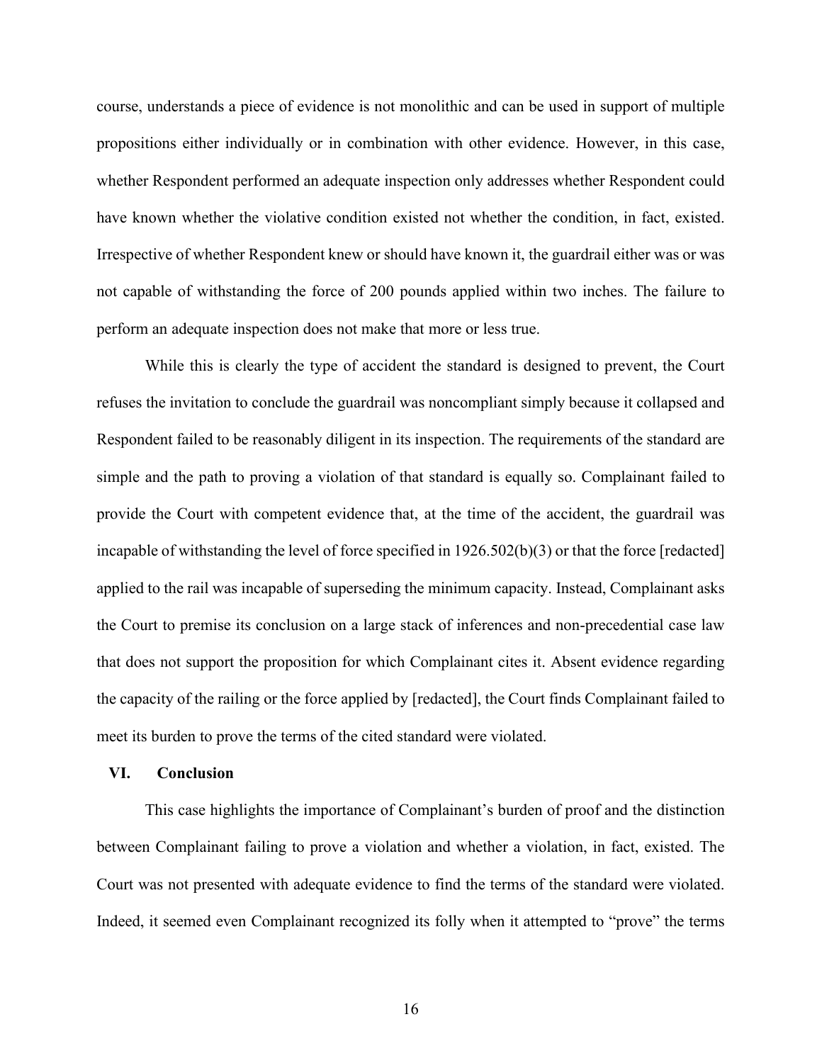course, understands a piece of evidence is not monolithic and can be used in support of multiple propositions either individually or in combination with other evidence. However, in this case, whether Respondent performed an adequate inspection only addresses whether Respondent could have known whether the violative condition existed not whether the condition, in fact, existed. Irrespective of whether Respondent knew or should have known it, the guardrail either was or was not capable of withstanding the force of 200 pounds applied within two inches. The failure to perform an adequate inspection does not make that more or less true.

While this is clearly the type of accident the standard is designed to prevent, the Court refuses the invitation to conclude the guardrail was noncompliant simply because it collapsed and Respondent failed to be reasonably diligent in its inspection. The requirements of the standard are simple and the path to proving a violation of that standard is equally so. Complainant failed to provide the Court with competent evidence that, at the time of the accident, the guardrail was incapable of withstanding the level of force specified in 1926.502(b)(3) or that the force [redacted] applied to the rail was incapable of superseding the minimum capacity. Instead, Complainant asks the Court to premise its conclusion on a large stack of inferences and non-precedential case law that does not support the proposition for which Complainant cites it. Absent evidence regarding the capacity of the railing or the force applied by [redacted], the Court finds Complainant failed to meet its burden to prove the terms of the cited standard were violated.

## VI. Conclusion

This case highlights the importance of Complainant's burden of proof and the distinction between Complainant failing to prove a violation and whether a violation, in fact, existed. The Court was not presented with adequate evidence to find the terms of the standard were violated. Indeed, it seemed even Complainant recognized its folly when it attempted to "prove" the terms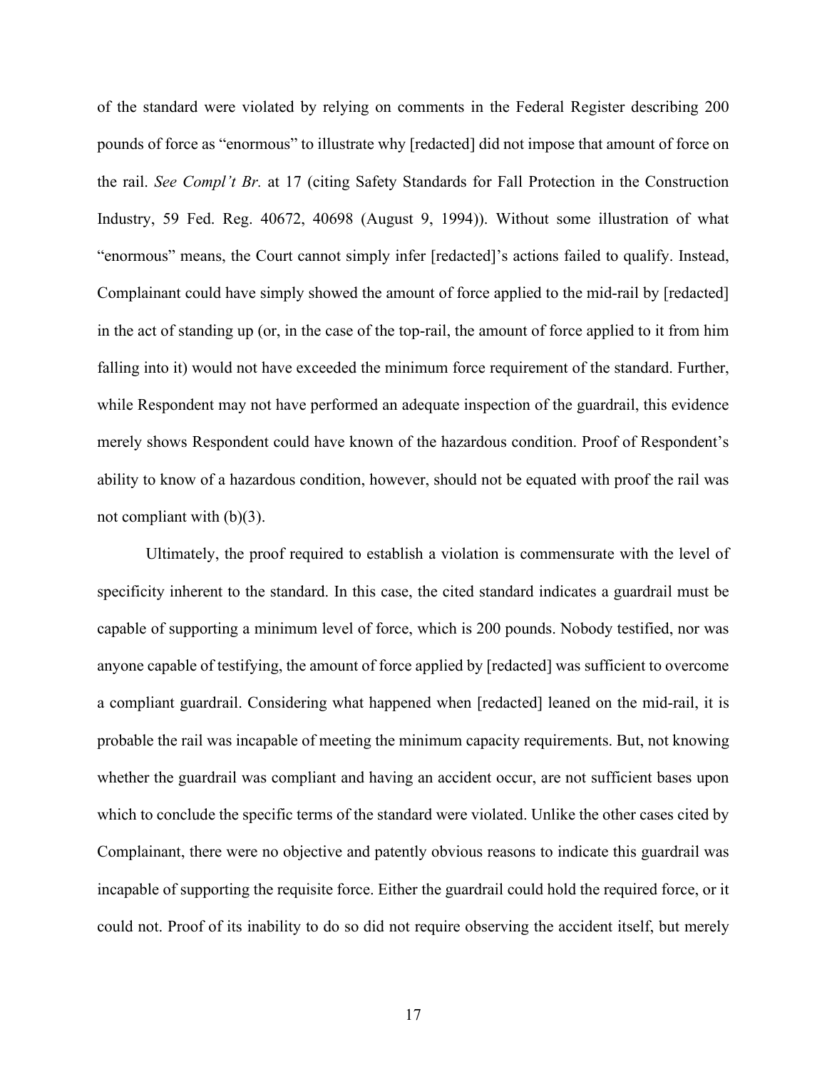of the standard were violated by relying on comments in the Federal Register describing 200 pounds of force as "enormous" to illustrate why [redacted] did not impose that amount of force on the rail. *See Compl't Br.* at 17 (citing Safety Standards for Fall Protection in the Construction Industry, 59 Fed. Reg. 40672, 40698 (August 9, 1994)). Without some illustration of what "enormous" means, the Court cannot simply infer [redacted]'s actions failed to qualify. Instead, Complainant could have simply showed the amount of force applied to the mid-rail by [redacted] in the act of standing up (or, in the case of the top-rail, the amount of force applied to it from him falling into it) would not have exceeded the minimum force requirement of the standard. Further, while Respondent may not have performed an adequate inspection of the guardrail, this evidence merely shows Respondent could have known of the hazardous condition. Proof of Respondent's ability to know of a hazardous condition, however, should not be equated with proof the rail was not compliant with (b)(3).

Ultimately, the proof required to establish a violation is commensurate with the level of specificity inherent to the standard. In this case, the cited standard indicates a guardrail must be capable of supporting a minimum level of force, which is 200 pounds. Nobody testified, nor was anyone capable of testifying, the amount of force applied by [redacted] was sufficient to overcome a compliant guardrail. Considering what happened when [redacted] leaned on the mid-rail, it is probable the rail was incapable of meeting the minimum capacity requirements. But, not knowing whether the guardrail was compliant and having an accident occur, are not sufficient bases upon which to conclude the specific terms of the standard were violated. Unlike the other cases cited by Complainant, there were no objective and patently obvious reasons to indicate this guardrail was incapable of supporting the requisite force. Either the guardrail could hold the required force, or it could not. Proof of its inability to do so did not require observing the accident itself, but merely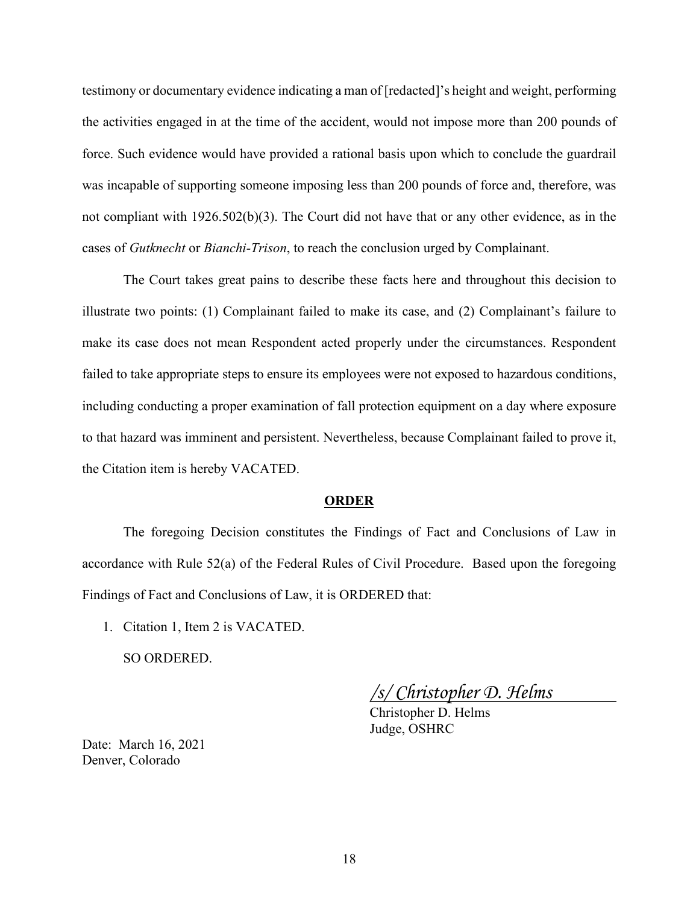testimony or documentary evidence indicating a man of [redacted]'s height and weight, performing the activities engaged in at the time of the accident, would not impose more than 200 pounds of force. Such evidence would have provided a rational basis upon which to conclude the guardrail was incapable of supporting someone imposing less than 200 pounds of force and, therefore, was not compliant with 1926.502(b)(3). The Court did not have that or any other evidence, as in the cases of *Gutknecht* or *Bianchi-Trison*, to reach the conclusion urged by Complainant.

The Court takes great pains to describe these facts here and throughout this decision to illustrate two points: (1) Complainant failed to make its case, and (2) Complainant's failure to make its case does not mean Respondent acted properly under the circumstances. Respondent failed to take appropriate steps to ensure its employees were not exposed to hazardous conditions, including conducting a proper examination of fall protection equipment on a day where exposure to that hazard was imminent and persistent. Nevertheless, because Complainant failed to prove it, the Citation item is hereby VACATED.

## ORDER

The foregoing Decision constitutes the Findings of Fact and Conclusions of Law in accordance with Rule 52(a) of the Federal Rules of Civil Procedure. Based upon the foregoing Findings of Fact and Conclusions of Law, it is ORDERED that:

1. Citation 1, Item 2 is VACATED.

SO ORDERED.

*/s/ Christopher D. Helms*
Christopher D. Helms
Judge, OSHRC

Date: March 16, 2021
Denver, Colorado